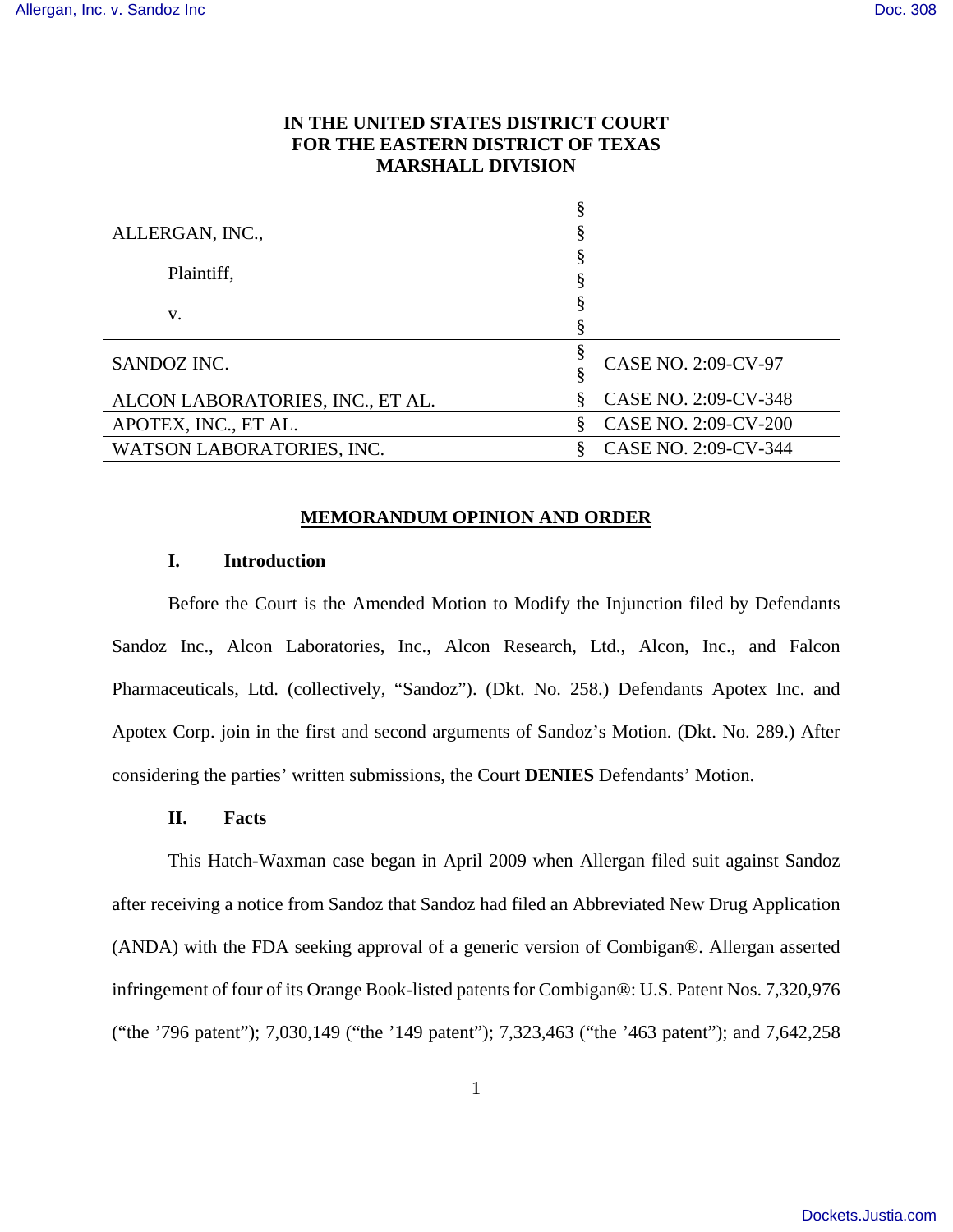IN THE UNITED STATES DISTRICT COURT
FOR THE EASTERN DISTRICT OF TEXAS
MARSHALL DIVISION

| | | |
|---|---|---|
| ALLERGAN, INC., Plaintiff, v. | § | |
| SANDOZ INC. | § | CASE NO. 2:09-CV-97 |
| ALCON LABORATORIES, INC., ET AL. | § | CASE NO. 2:09-CV-348 |
| APOTEX, INC., ET AL. | § | CASE NO. 2:09-CV-200 |
| WATSON LABORATORIES, INC. | § | CASE NO. 2:09-CV-344 |

## MEMORANDUM OPINION AND ORDER

### I. Introduction

Before the Court is the Amended Motion to Modify the Injunction filed by Defendants Sandoz Inc., Alcon Laboratories, Inc., Alcon Research, Ltd., Alcon, Inc., and Falcon Pharmaceuticals, Ltd. (collectively, "Sandoz"). (Dkt. No. 258.) Defendants Apotex Inc. and Apotex Corp. join in the first and second arguments of Sandoz's Motion. (Dkt. No. 289.) After considering the parties' written submissions, the Court **DENIES** Defendants' Motion.

### II. Facts

This Hatch-Waxman case began in April 2009 when Allergan filed suit against Sandoz after receiving a notice from Sandoz that Sandoz had filed an Abbreviated New Drug Application (ANDA) with the FDA seeking approval of a generic version of Combigan®. Allergan asserted infringement of four of its Orange Book-listed patents for Combigan®: U.S. Patent Nos. 7,320,976 ("the '796 patent"); 7,030,149 ("the '149 patent"); 7,323,463 ("the '463 patent"); and 7,642,258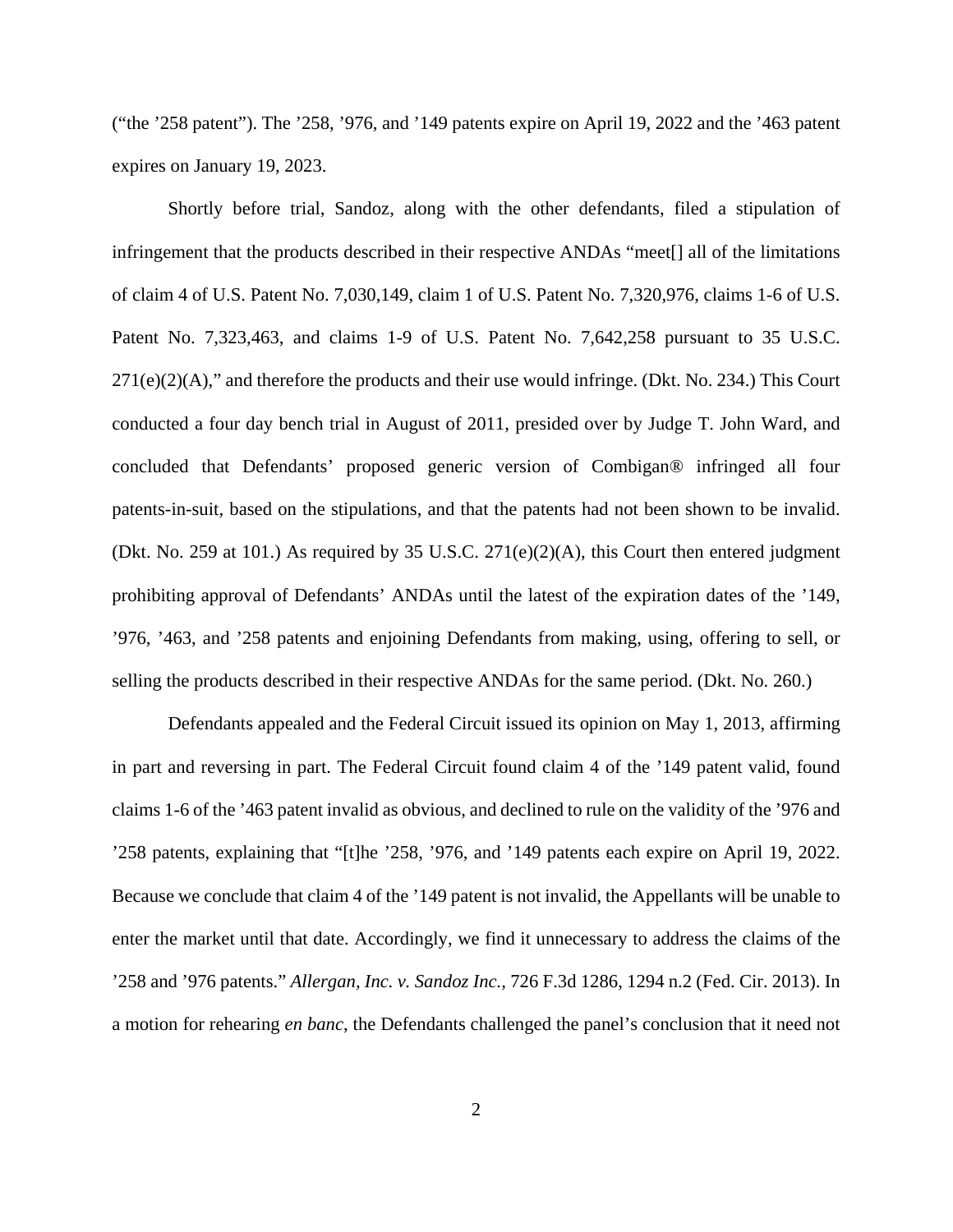("the '258 patent"). The '258, '976, and '149 patents expire on April 19, 2022 and the '463 patent expires on January 19, 2023.

Shortly before trial, Sandoz, along with the other defendants, filed a stipulation of infringement that the products described in their respective ANDAs "meet[] all of the limitations of claim 4 of U.S. Patent No. 7,030,149, claim 1 of U.S. Patent No. 7,320,976, claims 1-6 of U.S. Patent No. 7,323,463, and claims 1-9 of U.S. Patent No. 7,642,258 pursuant to 35 U.S.C. 271(e)(2)(A)," and therefore the products and their use would infringe. (Dkt. No. 234.) This Court conducted a four day bench trial in August of 2011, presided over by Judge T. John Ward, and concluded that Defendants' proposed generic version of Combigan® infringed all four patents-in-suit, based on the stipulations, and that the patents had not been shown to be invalid. (Dkt. No. 259 at 101.) As required by 35 U.S.C. 271(e)(2)(A), this Court then entered judgment prohibiting approval of Defendants' ANDAs until the latest of the expiration dates of the '149, '976, '463, and '258 patents and enjoining Defendants from making, using, offering to sell, or selling the products described in their respective ANDAs for the same period. (Dkt. No. 260.)

Defendants appealed and the Federal Circuit issued its opinion on May 1, 2013, affirming in part and reversing in part. The Federal Circuit found claim 4 of the '149 patent valid, found claims 1-6 of the '463 patent invalid as obvious, and declined to rule on the validity of the '976 and '258 patents, explaining that "[t]he '258, '976, and '149 patents each expire on April 19, 2022. Because we conclude that claim 4 of the '149 patent is not invalid, the Appellants will be unable to enter the market until that date. Accordingly, we find it unnecessary to address the claims of the '258 and '976 patents." *Allergan, Inc. v. Sandoz Inc.*, 726 F.3d 1286, 1294 n.2 (Fed. Cir. 2013). In a motion for rehearing *en banc*, the Defendants challenged the panel's conclusion that it need not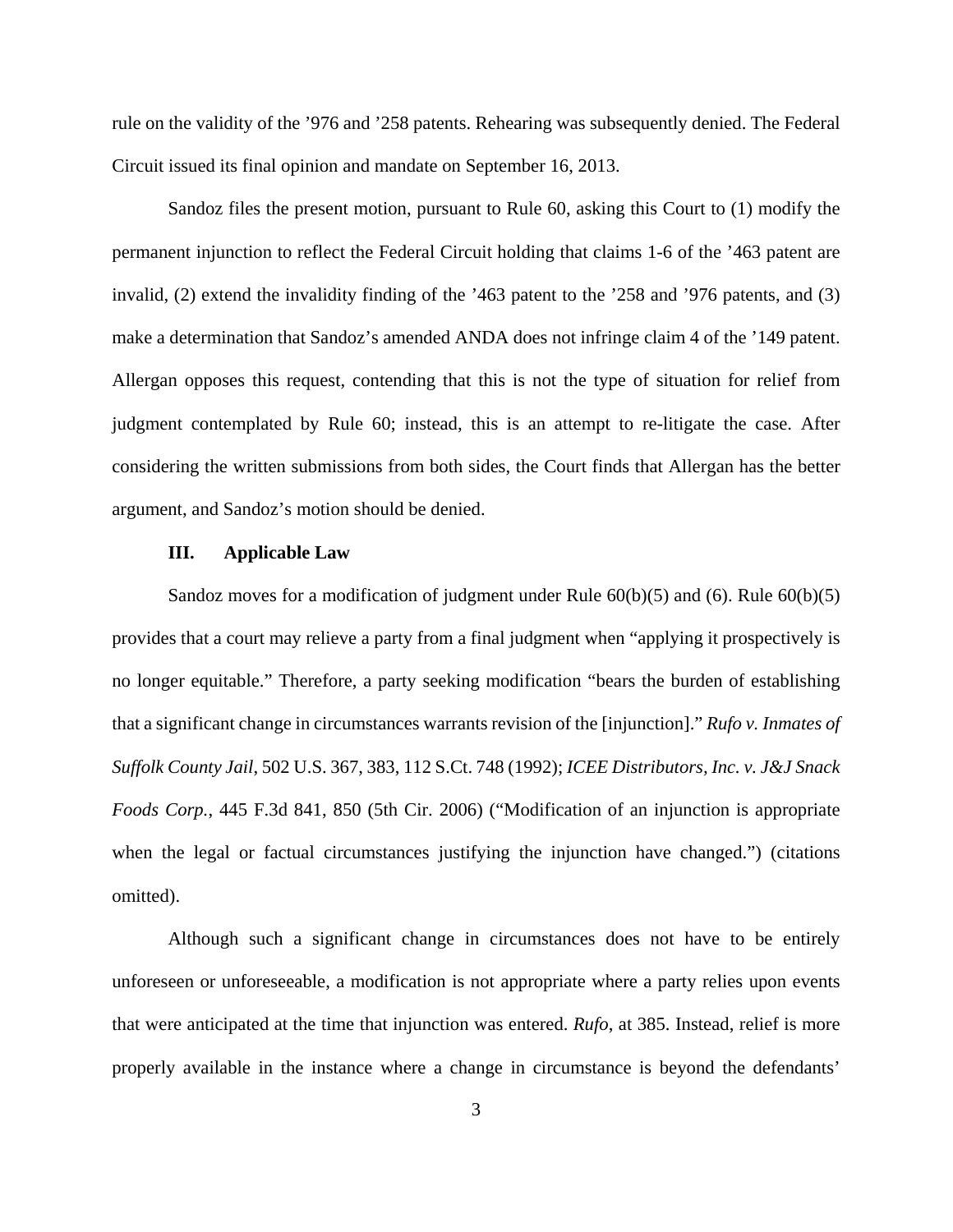rule on the validity of the ’976 and ’258 patents. Rehearing was subsequently denied. The Federal Circuit issued its final opinion and mandate on September 16, 2013.

Sandoz files the present motion, pursuant to Rule 60, asking this Court to (1) modify the permanent injunction to reflect the Federal Circuit holding that claims 1-6 of the ’463 patent are invalid, (2) extend the invalidity finding of the ’463 patent to the ’258 and ’976 patents, and (3) make a determination that Sandoz’s amended ANDA does not infringe claim 4 of the ’149 patent. Allergan opposes this request, contending that this is not the type of situation for relief from judgment contemplated by Rule 60; instead, this is an attempt to re-litigate the case. After considering the written submissions from both sides, the Court finds that Allergan has the better argument, and Sandoz’s motion should be denied.

### III. Applicable Law

Sandoz moves for a modification of judgment under Rule 60(b)(5) and (6). Rule 60(b)(5) provides that a court may relieve a party from a final judgment when “applying it prospectively is no longer equitable.” Therefore, a party seeking modification “bears the burden of establishing that a significant change in circumstances warrants revision of the [injunction].” *Rufo v. Inmates of Suffolk County Jail*, 502 U.S. 367, 383, 112 S.Ct. 748 (1992); *ICEE Distributors, Inc. v. J&J Snack Foods Corp.*, 445 F.3d 841, 850 (5th Cir. 2006) (“Modification of an injunction is appropriate when the legal or factual circumstances justifying the injunction have changed.”) (citations omitted).

Although such a significant change in circumstances does not have to be entirely unforeseen or unforeseeable, a modification is not appropriate where a party relies upon events that were anticipated at the time that injunction was entered. *Rufo*, at 385. Instead, relief is more properly available in the instance where a change in circumstance is beyond the defendants’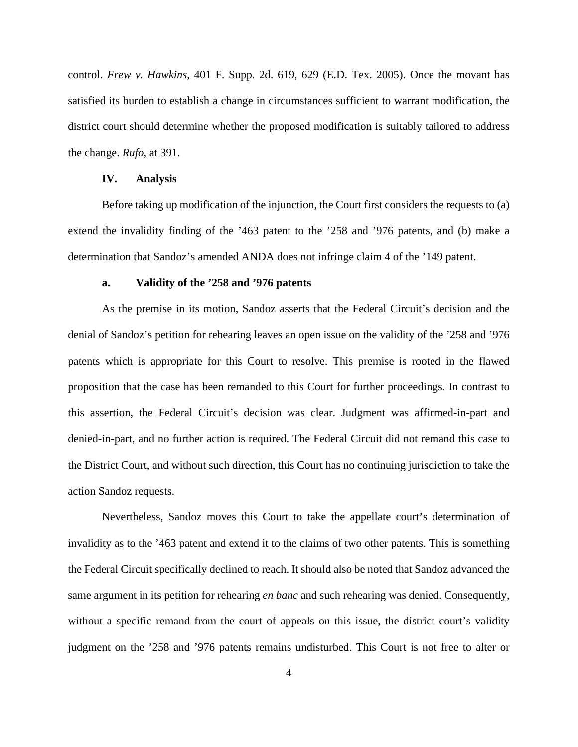control. *Frew v. Hawkins*, 401 F. Supp. 2d. 619, 629 (E.D. Tex. 2005). Once the movant has satisfied its burden to establish a change in circumstances sufficient to warrant modification, the district court should determine whether the proposed modification is suitably tailored to address the change. *Rufo*, at 391.

## IV. Analysis

Before taking up modification of the injunction, the Court first considers the requests to (a) extend the invalidity finding of the ’463 patent to the ’258 and ’976 patents, and (b) make a determination that Sandoz’s amended ANDA does not infringe claim 4 of the ’149 patent.

### a. Validity of the ’258 and ’976 patents

As the premise in its motion, Sandoz asserts that the Federal Circuit’s decision and the denial of Sandoz’s petition for rehearing leaves an open issue on the validity of the ’258 and ’976 patents which is appropriate for this Court to resolve. This premise is rooted in the flawed proposition that the case has been remanded to this Court for further proceedings. In contrast to this assertion, the Federal Circuit’s decision was clear. Judgment was affirmed-in-part and denied-in-part, and no further action is required. The Federal Circuit did not remand this case to the District Court, and without such direction, this Court has no continuing jurisdiction to take the action Sandoz requests.

Nevertheless, Sandoz moves this Court to take the appellate court’s determination of invalidity as to the ’463 patent and extend it to the claims of two other patents. This is something the Federal Circuit specifically declined to reach. It should also be noted that Sandoz advanced the same argument in its petition for rehearing *en banc* and such rehearing was denied. Consequently, without a specific remand from the court of appeals on this issue, the district court’s validity judgment on the ’258 and ’976 patents remains undisturbed. This Court is not free to alter or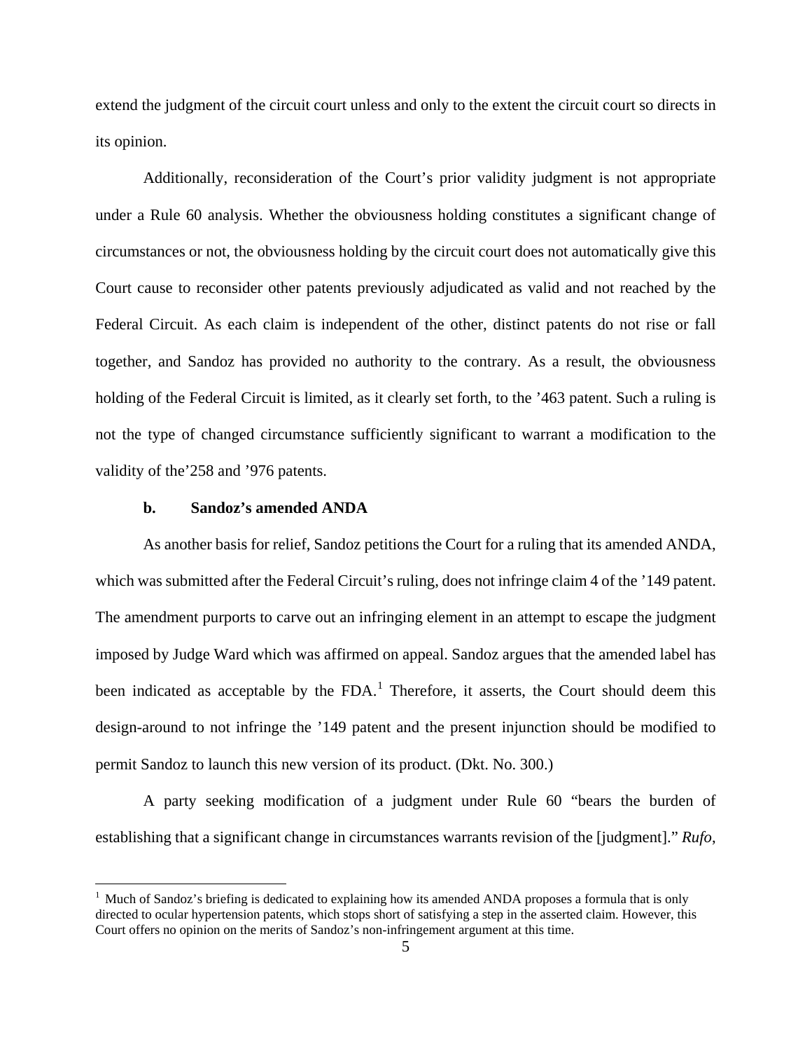extend the judgment of the circuit court unless and only to the extent the circuit court so directs in its opinion.

Additionally, reconsideration of the Court's prior validity judgment is not appropriate under a Rule 60 analysis. Whether the obviousness holding constitutes a significant change of circumstances or not, the obviousness holding by the circuit court does not automatically give this Court cause to reconsider other patents previously adjudicated as valid and not reached by the Federal Circuit. As each claim is independent of the other, distinct patents do not rise or fall together, and Sandoz has provided no authority to the contrary. As a result, the obviousness holding of the Federal Circuit is limited, as it clearly set forth, to the '463 patent. Such a ruling is not the type of changed circumstance sufficiently significant to warrant a modification to the validity of the'258 and '976 patents.

**b. Sandoz's amended ANDA**

As another basis for relief, Sandoz petitions the Court for a ruling that its amended ANDA, which was submitted after the Federal Circuit's ruling, does not infringe claim 4 of the '149 patent. The amendment purports to carve out an infringing element in an attempt to escape the judgment imposed by Judge Ward which was affirmed on appeal. Sandoz argues that the amended label has been indicated as acceptable by the FDA.[1] Therefore, it asserts, the Court should deem this design-around to not infringe the '149 patent and the present injunction should be modified to permit Sandoz to launch this new version of its product. (Dkt. No. 300.)

A party seeking modification of a judgment under Rule 60 "bears the burden of establishing that a significant change in circumstances warrants revision of the [judgment]." *Rufo*,

[1] Much of Sandoz's briefing is dedicated to explaining how its amended ANDA proposes a formula that is only directed to ocular hypertension patents, which stops short of satisfying a step in the asserted claim. However, this Court offers no opinion on the merits of Sandoz's non-infringement argument at this time.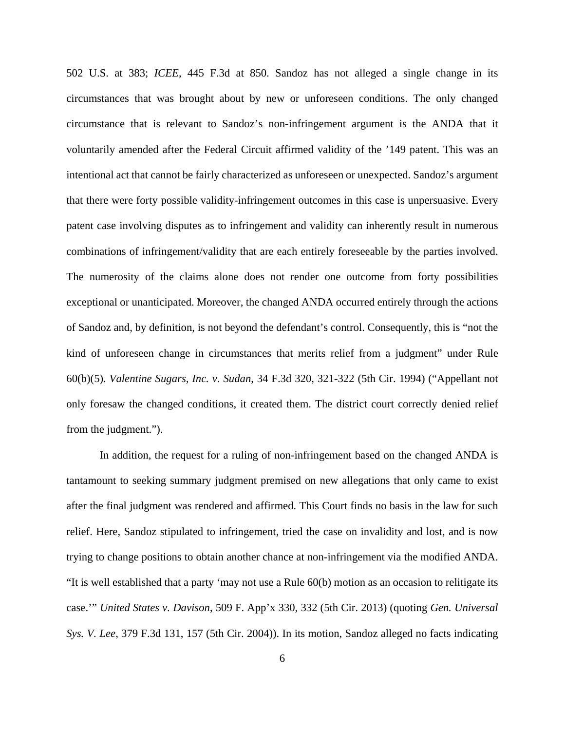502 U.S. at 383; *ICEE*, 445 F.3d at 850. Sandoz has not alleged a single change in its circumstances that was brought about by new or unforeseen conditions. The only changed circumstance that is relevant to Sandoz's non-infringement argument is the ANDA that it voluntarily amended after the Federal Circuit affirmed validity of the '149 patent. This was an intentional act that cannot be fairly characterized as unforeseen or unexpected. Sandoz's argument that there were forty possible validity-infringement outcomes in this case is unpersuasive. Every patent case involving disputes as to infringement and validity can inherently result in numerous combinations of infringement/validity that are each entirely foreseeable by the parties involved. The numerosity of the claims alone does not render one outcome from forty possibilities exceptional or unanticipated. Moreover, the changed ANDA occurred entirely through the actions of Sandoz and, by definition, is not beyond the defendant's control. Consequently, this is "not the kind of unforeseen change in circumstances that merits relief from a judgment" under Rule 60(b)(5). *Valentine Sugars, Inc. v. Sudan*, 34 F.3d 320, 321-322 (5th Cir. 1994) ("Appellant not only foresaw the changed conditions, it created them. The district court correctly denied relief from the judgment.").

In addition, the request for a ruling of non-infringement based on the changed ANDA is tantamount to seeking summary judgment premised on new allegations that only came to exist after the final judgment was rendered and affirmed. This Court finds no basis in the law for such relief. Here, Sandoz stipulated to infringement, tried the case on invalidity and lost, and is now trying to change positions to obtain another chance at non-infringement via the modified ANDA. "It is well established that a party 'may not use a Rule 60(b) motion as an occasion to relitigate its case.'" *United States v. Davison*, 509 F. App'x 330, 332 (5th Cir. 2013) (quoting *Gen. Universal Sys. V. Lee*, 379 F.3d 131, 157 (5th Cir. 2004)). In its motion, Sandoz alleged no facts indicating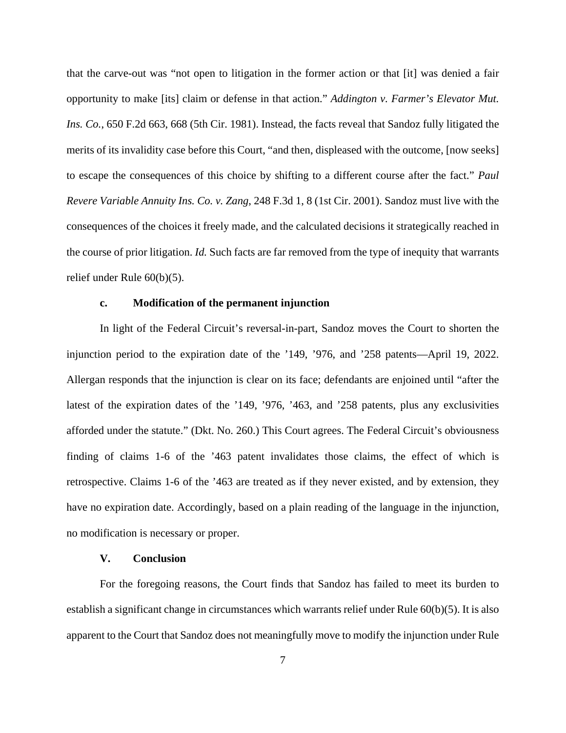that the carve-out was "not open to litigation in the former action or that [it] was denied a fair opportunity to make [its] claim or defense in that action." *Addington v. Farmer's Elevator Mut. Ins. Co.*, 650 F.2d 663, 668 (5th Cir. 1981). Instead, the facts reveal that Sandoz fully litigated the merits of its invalidity case before this Court, "and then, displeased with the outcome, [now seeks] to escape the consequences of this choice by shifting to a different course after the fact." *Paul Revere Variable Annuity Ins. Co. v. Zang*, 248 F.3d 1, 8 (1st Cir. 2001). Sandoz must live with the consequences of the choices it freely made, and the calculated decisions it strategically reached in the course of prior litigation. *Id.* Such facts are far removed from the type of inequity that warrants relief under Rule 60(b)(5).

#### c. Modification of the permanent injunction

In light of the Federal Circuit's reversal-in-part, Sandoz moves the Court to shorten the injunction period to the expiration date of the '149, '976, and '258 patents—April 19, 2022. Allergan responds that the injunction is clear on its face; defendants are enjoined until "after the latest of the expiration dates of the '149, '976, '463, and '258 patents, plus any exclusivities afforded under the statute." (Dkt. No. 260.) This Court agrees. The Federal Circuit's obviousness finding of claims 1-6 of the '463 patent invalidates those claims, the effect of which is retrospective. Claims 1-6 of the '463 are treated as if they never existed, and by extension, they have no expiration date. Accordingly, based on a plain reading of the language in the injunction, no modification is necessary or proper.

## V. Conclusion

For the foregoing reasons, the Court finds that Sandoz has failed to meet its burden to establish a significant change in circumstances which warrants relief under Rule 60(b)(5). It is also apparent to the Court that Sandoz does not meaningfully move to modify the injunction under Rule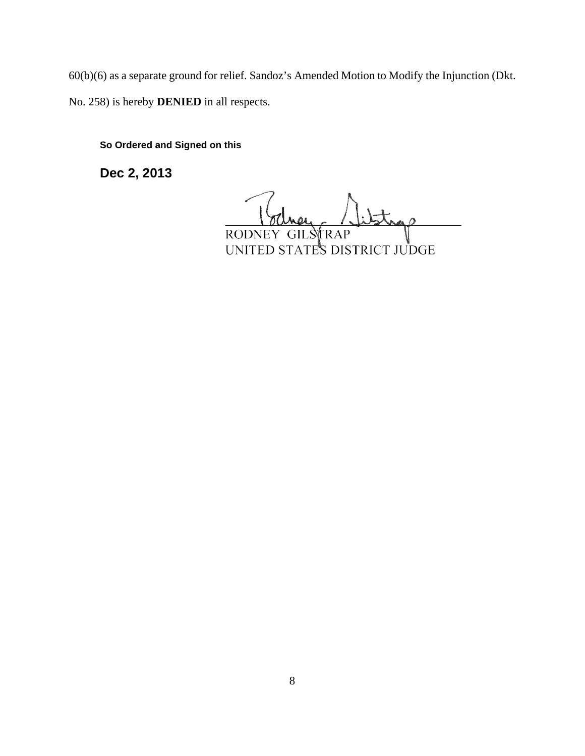60(b)(6) as a separate ground for relief. Sandoz's Amended Motion to Modify the Injunction (Dkt. No. 258) is hereby **DENIED** in all respects.

**So Ordered and Signed on this**

**Dec 2, 2013**

RODNEY GILSTRAP
UNITED STATES DISTRICT JUDGE